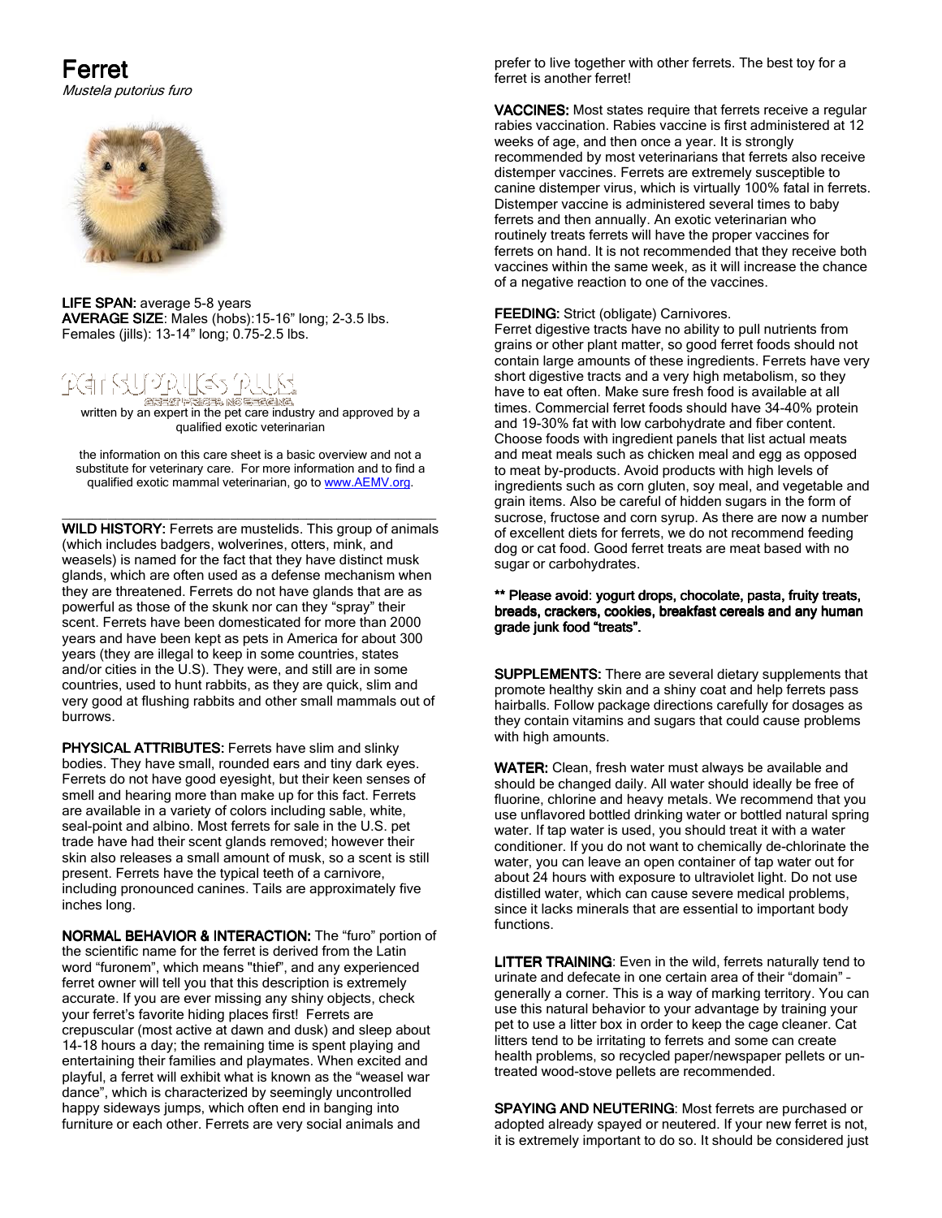# Ferret

*Mustela putorius furo*

**LIFE SPAN:** average 5-8 years
**AVERAGE SIZE**: Males (hobs):15-16" long; 2-3.5 lbs. Females (jills): 13-14" long; 0.75-2.5 lbs.

PET SUPPLIES PLUS
GREAT PRICES. NO EXCUSES.

written by an expert in the pet care industry and approved by a qualified exotic veterinarian

the information on this care sheet is a basic overview and not a substitute for veterinary care. For more information and to find a qualified exotic mammal veterinarian, go to www.AEMV.org.

---

**WILD HISTORY:** Ferrets are mustelids. This group of animals (which includes badgers, wolverines, otters, mink, and weasels) is named for the fact that they have distinct musk glands, which are often used as a defense mechanism when they are threatened. Ferrets do not have glands that are as powerful as those of the skunk nor can they "spray" their scent. Ferrets have been domesticated for more than 2000 years and have been kept as pets in America for about 300 years (they are illegal to keep in some countries, states and/or cities in the U.S). They were, and still are in some countries, used to hunt rabbits, as they are quick, slim and very good at flushing rabbits and other small mammals out of burrows.

**PHYSICAL ATTRIBUTES:** Ferrets have slim and slinky bodies. They have small, rounded ears and tiny dark eyes. Ferrets do not have good eyesight, but their keen senses of smell and hearing more than make up for this fact. Ferrets are available in a variety of colors including sable, white, seal-point and albino. Most ferrets for sale in the U.S. pet trade have had their scent glands removed; however their skin also releases a small amount of musk, so a scent is still present. Ferrets have the typical teeth of a carnivore, including pronounced canines. Tails are approximately five inches long.

**NORMAL BEHAVIOR & INTERACTION:** The "furo" portion of the scientific name for the ferret is derived from the Latin word "furonem", which means "thief", and any experienced ferret owner will tell you that this description is extremely accurate. If you are ever missing any shiny objects, check your ferret's favorite hiding places first! Ferrets are crepuscular (most active at dawn and dusk) and sleep about 14-18 hours a day; the remaining time is spent playing and entertaining their families and playmates. When excited and playful, a ferret will exhibit what is known as the "weasel war dance", which is characterized by seemingly uncontrolled happy sideways jumps, which often end in banging into furniture or each other. Ferrets are very social animals and prefer to live together with other ferrets. The best toy for a ferret is another ferret!

**VACCINES:** Most states require that ferrets receive a regular rabies vaccination. Rabies vaccine is first administered at 12 weeks of age, and then once a year. It is strongly recommended by most veterinarians that ferrets also receive distemper vaccines. Ferrets are extremely susceptible to canine distemper virus, which is virtually 100% fatal in ferrets. Distemper vaccine is administered several times to baby ferrets and then annually. An exotic veterinarian who routinely treats ferrets will have the proper vaccines for ferrets on hand. It is not recommended that they receive both vaccines within the same week, as it will increase the chance of a negative reaction to one of the vaccines.

**FEEDING:** Strict (obligate) Carnivores.
Ferret digestive tracts have no ability to pull nutrients from grains or other plant matter, so good ferret foods should not contain large amounts of these ingredients. Ferrets have very short digestive tracts and a very high metabolism, so they have to eat often. Make sure fresh food is available at all times. Commercial ferret foods should have 34-40% protein and 19-30% fat with low carbohydrate and fiber content. Choose foods with ingredient panels that list actual meats and meat meals such as chicken meal and egg as opposed to meat by-products. Avoid products with high levels of ingredients such as corn gluten, soy meal, and vegetable and grain items. Also be careful of hidden sugars in the form of sucrose, fructose and corn syrup. As there are now a number of excellent diets for ferrets, we do not recommend feeding dog or cat food. Good ferret treats are meat based with no sugar or carbohydrates.

**** Please avoid: yogurt drops, chocolate, pasta, fruity treats, breads, crackers, cookies, breakfast cereals and any human grade junk food "treats".**

**SUPPLEMENTS:** There are several dietary supplements that promote healthy skin and a shiny coat and help ferrets pass hairballs. Follow package directions carefully for dosages as they contain vitamins and sugars that could cause problems with high amounts.

**WATER:** Clean, fresh water must always be available and should be changed daily. All water should ideally be free of fluorine, chlorine and heavy metals. We recommend that you use unflavored bottled drinking water or bottled natural spring water. If tap water is used, you should treat it with a water conditioner. If you do not want to chemically de-chlorinate the water, you can leave an open container of tap water out for about 24 hours with exposure to ultraviolet light. Do not use distilled water, which can cause severe medical problems, since it lacks minerals that are essential to important body functions.

**LITTER TRAINING**: Even in the wild, ferrets naturally tend to urinate and defecate in one certain area of their "domain" – generally a corner. This is a way of marking territory. You can use this natural behavior to your advantage by training your pet to use a litter box in order to keep the cage cleaner. Cat litters tend to be irritating to ferrets and some can create health problems, so recycled paper/newspaper pellets or un-treated wood-stove pellets are recommended.

**SPAYING AND NEUTERING**: Most ferrets are purchased or adopted already spayed or neutered. If your new ferret is not, it is extremely important to do so. It should be considered just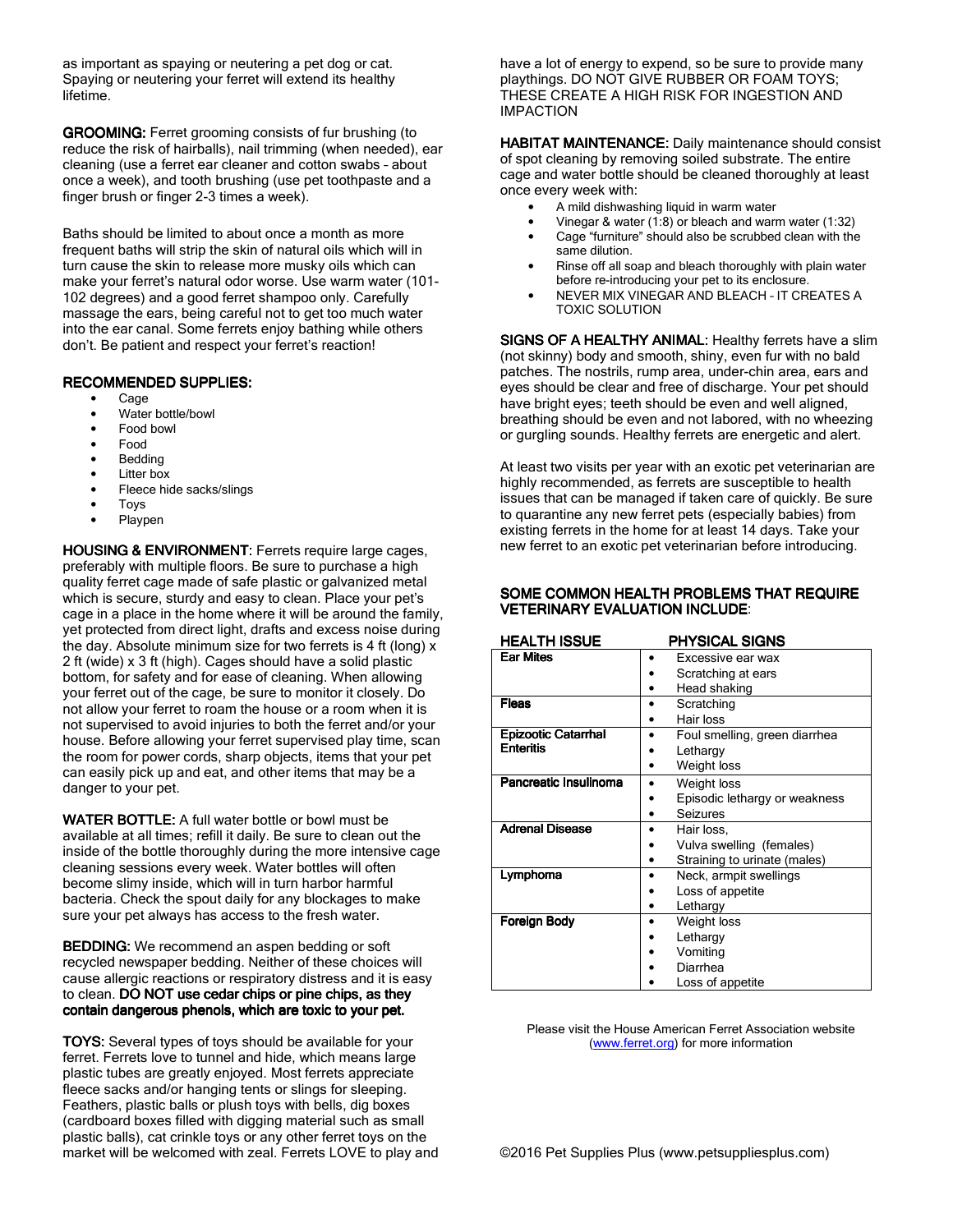as important as spaying or neutering a pet dog or cat. Spaying or neutering your ferret will extend its healthy lifetime.

**GROOMING:** Ferret grooming consists of fur brushing (to reduce the risk of hairballs), nail trimming (when needed), ear cleaning (use a ferret ear cleaner and cotton swabs – about once a week), and tooth brushing (use pet toothpaste and a finger brush or finger 2-3 times a week).

Baths should be limited to about once a month as more frequent baths will strip the skin of natural oils which will in turn cause the skin to release more musky oils which can make your ferret's natural odor worse. Use warm water (101-102 degrees) and a good ferret shampoo only. Carefully massage the ears, being careful not to get too much water into the ear canal. Some ferrets enjoy bathing while others don't. Be patient and respect your ferret's reaction!

**RECOMMENDED SUPPLIES:**

- Cage
- Water bottle/bowl
- Food bowl
- Food
- Bedding
- Litter box
- Fleece hide sacks/slings
- Toys
- Playpen

**HOUSING & ENVIRONMENT**: Ferrets require large cages, preferably with multiple floors. Be sure to purchase a high quality ferret cage made of safe plastic or galvanized metal which is secure, sturdy and easy to clean. Place your pet's cage in a place in the home where it will be around the family, yet protected from direct light, drafts and excess noise during the day. Absolute minimum size for two ferrets is 4 ft (long) x 2 ft (wide) x 3 ft (high). Cages should have a solid plastic bottom, for safety and for ease of cleaning. When allowing your ferret out of the cage, be sure to monitor it closely. Do not allow your ferret to roam the house or a room when it is not supervised to avoid injuries to both the ferret and/or your house. Before allowing your ferret supervised play time, scan the room for power cords, sharp objects, items that your pet can easily pick up and eat, and other items that may be a danger to your pet.

**WATER BOTTLE:** A full water bottle or bowl must be available at all times; refill it daily. Be sure to clean out the inside of the bottle thoroughly during the more intensive cage cleaning sessions every week. Water bottles will often become slimy inside, which will in turn harbor harmful bacteria. Check the spout daily for any blockages to make sure your pet always has access to the fresh water.

**BEDDING:** We recommend an aspen bedding or soft recycled newspaper bedding. Neither of these choices will cause allergic reactions or respiratory distress and it is easy to clean. **DO NOT use cedar chips or pine chips, as they contain dangerous phenols, which are toxic to your pet.**

**TOYS:** Several types of toys should be available for your ferret. Ferrets love to tunnel and hide, which means large plastic tubes are greatly enjoyed. Most ferrets appreciate fleece sacks and/or hanging tents or slings for sleeping. Feathers, plastic balls or plush toys with bells, dig boxes (cardboard boxes filled with digging material such as small plastic balls), cat crinkle toys or any other ferret toys on the market will be welcomed with zeal. Ferrets LOVE to play and have a lot of energy to expend, so be sure to provide many playthings. DO NOT GIVE RUBBER OR FOAM TOYS; THESE CREATE A HIGH RISK FOR INGESTION AND IMPACTION

**HABITAT MAINTENANCE:** Daily maintenance should consist of spot cleaning by removing soiled substrate. The entire cage and water bottle should be cleaned thoroughly at least once every week with:

- A mild dishwashing liquid in warm water
- Vinegar & water (1:8) or bleach and warm water (1:32)
- Cage "furniture" should also be scrubbed clean with the same dilution.
- Rinse off all soap and bleach thoroughly with plain water before re-introducing your pet to its enclosure.
- NEVER MIX VINEGAR AND BLEACH – IT CREATES A TOXIC SOLUTION

**SIGNS OF A HEALTHY ANIMAL:** Healthy ferrets have a slim (not skinny) body and smooth, shiny, even fur with no bald patches. The nostrils, rump area, under-chin area, ears and eyes should be clear and free of discharge. Your pet should have bright eyes; teeth should be even and well aligned, breathing should be even and not labored, with no wheezing or gurgling sounds. Healthy ferrets are energetic and alert.

At least two visits per year with an exotic pet veterinarian are highly recommended, as ferrets are susceptible to health issues that can be managed if taken care of quickly. Be sure to quarantine any new ferret pets (especially babies) from existing ferrets in the home for at least 14 days. Take your new ferret to an exotic pet veterinarian before introducing.

**SOME COMMON HEALTH PROBLEMS THAT REQUIRE VETERINARY EVALUATION INCLUDE**:

| HEALTH ISSUE | PHYSICAL SIGNS |
|---|---|
| **Ear Mites** | • Excessive ear wax<br>• Scratching at ears<br>• Head shaking |
| **Fleas** | • Scratching<br>• Hair loss |
| **Epizootic Catarrhal Enteritis** | • Foul smelling, green diarrhea<br>• Lethargy<br>• Weight loss |
| **Pancreatic Insulinoma** | • Weight loss<br>• Episodic lethargy or weakness<br>• Seizures |
| **Adrenal Disease** | • Hair loss,<br>• Vulva swelling (females)<br>• Straining to urinate (males) |
| **Lymphoma** | • Neck, armpit swellings<br>• Loss of appetite<br>• Lethargy |
| **Foreign Body** | • Weight loss<br>• Lethargy<br>• Vomiting<br>• Diarrhea<br>• Loss of appetite |

Please visit the House American Ferret Association website (www.ferret.org) for more information

©2016 Pet Supplies Plus (www.petsuppliesplus.com)